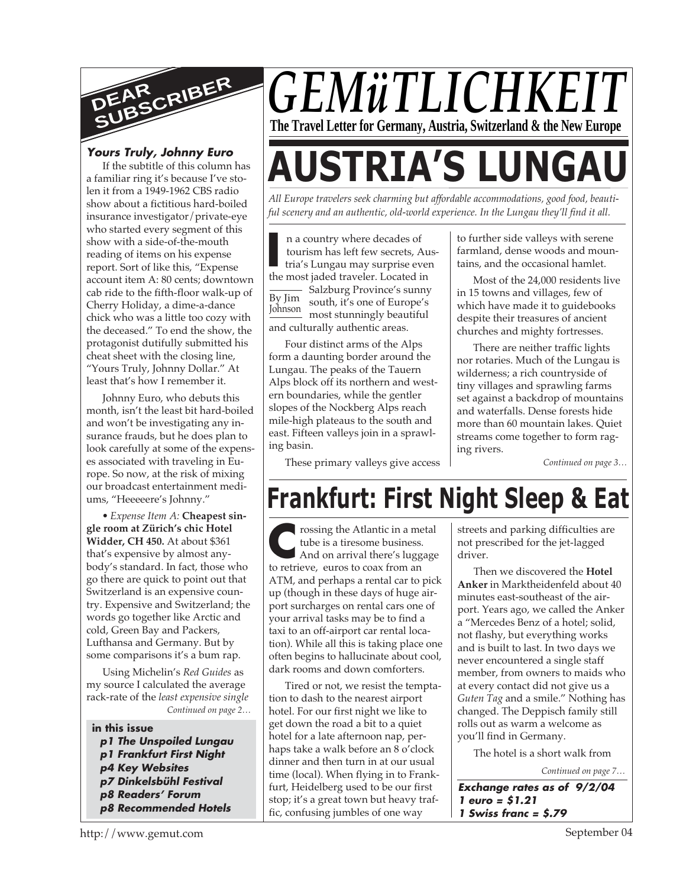# GEMüTLICHKEIT

**The Travel Letter for Germany, Austria, Switzerland & the New Europe**

## DEAR SUBSCRIBER

### *Yours Truly, Johnny Euro*

If the subtitle of this column has a familiar ring it's because I've stolen it from a 1949-1962 CBS radio show about a fictitious hard-boiled insurance investigator/private-eye who started every segment of this show with a side-of-the-mouth reading of items on his expense report. Sort of like this, "Expense account item A: 80 cents; downtown cab ride to the fifth-floor walk-up of Cherry Holiday, a dime-a-dance chick who was a little too cozy with the deceased." To end the show, the protagonist dutifully submitted his cheat sheet with the closing line, "Yours Truly, Johnny Dollar." At least that's how I remember it.

Johnny Euro, who debuts this month, isn't the least bit hard-boiled and won't be investigating any insurance frauds, but he does plan to look carefully at some of the expenses associated with traveling in Europe. So now, at the risk of mixing our broadcast entertainment mediums, "Heeeeere's Johnny."

• *Expense Item A:* **Cheapest single room at Zürich's chic Hotel Widder, CH 450.** At about $361 that's expensive by almost anybody's standard. In fact, those who go there are quick to point out that Switzerland is an expensive country. Expensive and Switzerland; the words go together like Arctic and cold, Green Bay and Packers, Lufthansa and Germany. But by some comparisons it's a bum rap.

Using Michelin's *Red Guides* as my source I calculated the average rack-rate of the *least expensive single*

*Continued on page 2…*

**in this issue**

- ***p1 The Unspoiled Lungau***
- ***p1 Frankfurt First Night***
- ***p4 Key Websites***
- ***p7 Dinkelsbühl Festival***
- ***p8 Readers' Forum***
- ***p8 Recommended Hotels***

# AUSTRIA'S LUNGAU

*All Europe travelers seek charming but affordable accommodations, good food, beautiful scenery and an authentic, old-world experience. In the Lungau they'll find it all.*

By Jim Johnson

In a country where decades of tourism has left few secrets, Austria's Lungau may surprise even the most jaded traveler. Located in Salzburg Province's sunny south, it's one of Europe's most stunningly beautiful and culturally authentic areas.

Four distinct arms of the Alps form a daunting border around the Lungau. The peaks of the Tauern Alps block off its northern and western boundaries, while the gentler slopes of the Nockberg Alps reach mile-high plateaus to the south and east. Fifteen valleys join in a sprawling basin.

These primary valleys give access to further side valleys with serene farmland, dense woods and mountains, and the occasional hamlet.

Most of the 24,000 residents live in 15 towns and villages, few of which have made it to guidebooks despite their treasures of ancient churches and mighty fortresses.

There are neither traffic lights nor rotaries. Much of the Lungau is wilderness; a rich countryside of tiny villages and sprawling farms set against a backdrop of mountains and waterfalls. Dense forests hide more than 60 mountain lakes. Quiet streams come together to form raging rivers.

*Continued on page 3…*

# Frankfurt: First Night Sleep & Eat

Crossing the Atlantic in a metal tube is a tiresome business. And on arrival there's luggage to retrieve, euros to coax from an ATM, and perhaps a rental car to pick up (though in these days of huge airport surcharges on rental cars one of your arrival tasks may be to find a taxi to an off-airport car rental location). While all this is taking place one often begins to hallucinate about cool, dark rooms and down comforters.

Tired or not, we resist the temptation to dash to the nearest airport hotel. For our first night we like to get down the road a bit to a quiet hotel for a late afternoon nap, perhaps take a walk before an 8 o'clock dinner and then turn in at our usual time (local). When flying in to Frankfurt, Heidelberg used to be our first stop; it's a great town but heavy traffic, confusing jumbles of one way streets and parking difficulties are not prescribed for the jet-lagged driver.

Then we discovered the **Hotel Anker** in Marktheidenfeld about 40 minutes east-southeast of the airport. Years ago, we called the Anker a "Mercedes Benz of a hotel; solid, not flashy, but everything works and is built to last. In two days we never encountered a single staff member, from owners to maids who at every contact did not give us a *Guten Tag* and a smile." Nothing has changed. The Deppisch family still rolls out as warm a welcome as you'll find in Germany.

The hotel is a short walk from

*Continued on page 7…*

***Exchange rates as of 9/2/04***
***1 euro = $1.21***
***1 Swiss franc = $.79***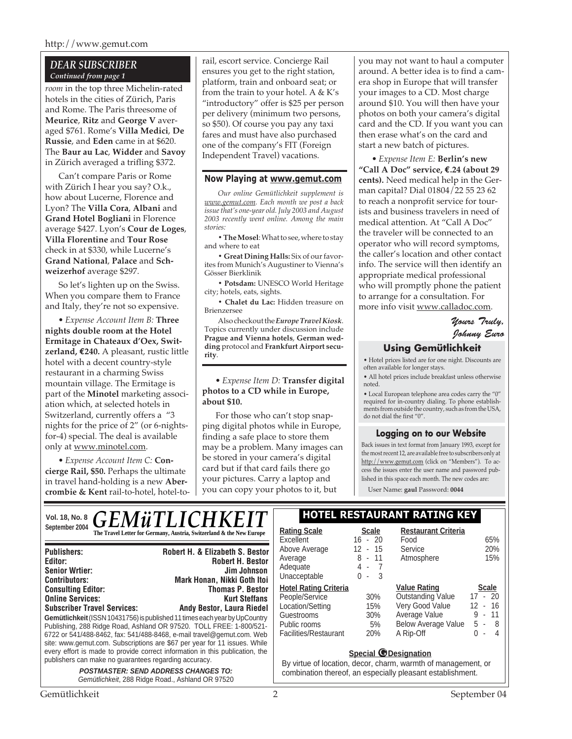## DEAR SUBSCRIBER

*Continued from page 1*

*room* in the top three Michelin-rated hotels in the cities of Zürich, Paris and Rome. The Paris threesome of **Meurice**, **Ritz** and **George V** averaged $761. Rome's **Villa Medici**, **De Russie**, and **Eden** came in at $620. The **Baur au Lac**, **Widder** and **Savoy** in Zürich averaged a trifling $372.

Can't compare Paris or Rome with Zürich I hear you say? O.k., how about Lucerne, Florence and Lyon? The **Villa Cora**, **Albani** and **Grand Hotel Bogliani** in Florence average $427. Lyon's **Cour de Loges**, **Villa Florentine** and **Tour Rose** check in at $330, while Lucerne's **Grand National**, **Palace** and **Schweizerhof** average $297.

So let's lighten up on the Swiss. When you compare them to France and Italy, they're not so expensive.

• *Expense Account Item B:* **Three nights double room at the Hotel Ermitage in Chateaux d'Oex, Switzerland, €240.** A pleasant, rustic little hotel with a decent country-style restaurant in a charming Swiss mountain village. The Ermitage is part of the **Minotel** marketing association which, at selected hotels in Switzerland, currently offers a "3 nights for the price of 2" (or 6-nights-for-4) special. The deal is available only at www.minotel.com.

• *Expense Account Item C:* **Concierge Rail, $50.** Perhaps the ultimate in travel hand-holding is a new **Abercrombie & Kent** rail-to-hotel, hotel-to-rail, escort service. Concierge Rail ensures you get to the right station, platform, train and onboard seat; or from the train to your hotel. A & K's "introductory" offer is $25 per person per delivery (minimum two persons, so $50). Of course you pay any taxi fares and must have also purchased one of the company's FIT (Foreign Independent Travel) vacations.

### Now Playing at www.gemut.com

*Our online Gemütlichkeit supplement is www.gemut.com. Each month we post a back issue that's one-year old. July 2003 and August 2003 recently went online. Among the main stories:*

• **The Mosel**: What to see, where to stay and where to eat

• **Great Dining Halls:** Six of our favorites from Munich's Augustiner to Vienna's Gösser Bierklinik

• **Potsdam:** UNESCO World Heritage city; hotels, eats, sights.

• **Chalet du Lac:** Hidden treasure on Brienzersee

Also checkout the ***Europe Travel Kiosk***. Topics currently under discussion include **Prague and Vienna hotels**, **German wedding** protocol and **Frankfurt Airport security**.

• *Expense Item D:* **Transfer digital photos to a CD while in Europe, about $10.**

For those who can't stop snapping digital photos while in Europe, finding a safe place to store them may be a problem. Many images can be stored in your camera's digital card but if that card fails there go your pictures. Carry a laptop and you can copy your photos to it, but you may not want to haul a computer around. A better idea is to find a camera shop in Europe that will transfer your images to a CD. Most charge around $10. You will then have your photos on both your camera's digital card and the CD. If you want you can then erase what's on the card and start a new batch of pictures.

• *Expense Item E:* **Berlin's new "Call A Doc" service, €.24 (about 29 cents).** Need medical help in the German capital? Dial 01804/22 55 23 62 to reach a nonprofit service for tourists and business travelers in need of medical attention. At "Call A Doc" the traveler will be connected to an operator who will record symptoms, the caller's location and other contact info. The service will then identify an appropriate medical professional who will promptly phone the patient to arrange for a consultation. For more info visit www.calladoc.com.

*Yours Truly,*
*Johnny Euro*

### Using Gemütlichkeit

• Hotel prices listed are for one night. Discounts are often available for longer stays.

• All hotel prices include breakfast unless otherwise noted.

• Local European telephone area codes carry the "0" required for in-country dialing. To phone establishments from outside the country, such as from the USA, do not dial the first "0".

### Logging on to our Website

Back issues in text format from January 1993, except for the most recent 12, are available free to subscribers only at http://www.gemut.com (click on "Members"). To access the issues enter the user name and password published in this space each month. The new codes are:

User Name: **gaul** Password: **0044**

---

**Vol. 18, No. 8**
**September 2004**

# GEMüTLICHKEIT

**The Travel Letter for Germany, Austria, Switzerland & the New Europe**

| | |
|---|---|
| **Publishers:** | **Robert H. & Elizabeth S. Bestor** |
| **Editor:** | **Robert H. Bestor** |
| **Senior Wrtier:** | **Jim Johnson** |
| **Contributors:** | **Mark Honan, Nikki Goth Itoi** |
| **Consulting Editor:** | **Thomas P. Bestor** |
| **Online Services:** | **Kurt Steffans** |
| **Subscriber Travel Services:** | **Andy Bestor, Laura Riedel** |

**Gemütlichkeit** (ISSN 10431756) is published 11 times each year by UpCountry Publishing, 288 Ridge Road, Ashland OR 97520. TOLL FREE: 1-800/521-6722 or 541/488-8462, fax: 541/488-8468, e-mail travel@gemut.com. Web site: www.gemut.com. Subscriptions are $67 per year for 11 issues. While every effort is made to provide correct information in this publication, the publishers can make no guarantees regarding accuracy.

***POSTMASTER: SEND ADDRESS CHANGES TO:***
*Gemütlichkeit*, 288 Ridge Road., Ashland OR 97520

### HOTEL RESTAURANT RATING KEY

| Rating Scale | Scale |
|---|---|
| Excellent | 16 - 20 |
| Above Average | 12 - 15 |
| Average | 8 - 11 |
| Adequate | 4 - 7 |
| Unacceptable | 0 - 3 |

| Restaurant Criteria | |
|---|---|
| Food | 65% |
| Service | 20% |
| Atmosphere | 15% |

| Hotel Rating Criteria | |
|---|---|
| People/Service | 30% |
| Location/Setting | 15% |
| Guestrooms | 30% |
| Public rooms | 5% |
| Facilities/Restaurant | 20% |

| Value Rating | Scale |
|---|---|
| Outstanding Value | 17 - 20 |
| Very Good Value | 12 - 16 |
| Average Value | 9 - 11 |
| Below Average Value | 5 - 8 |
| A Rip-Off | 0 - 4 |

**Special G Designation**

By virtue of location, decor, charm, warmth of management, or combination thereof, an especially pleasant establishment.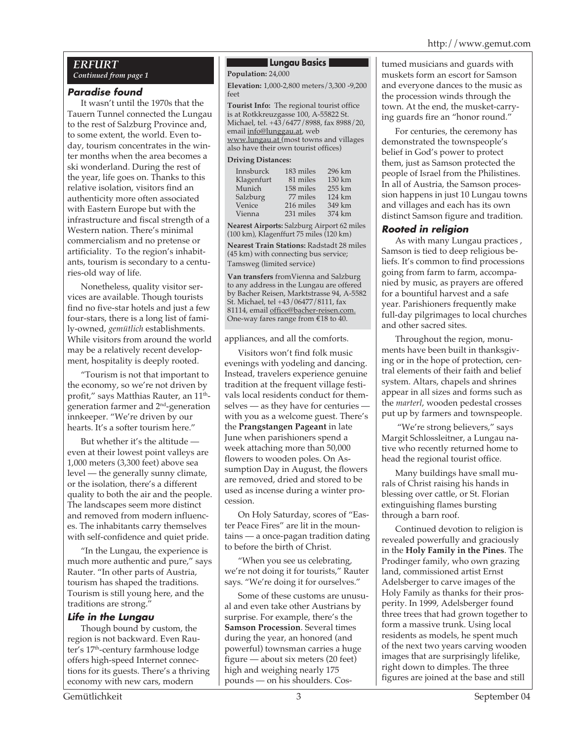## ERFURT

*Continued from page 1*

### Paradise found

It wasn't until the 1970s that the Tauern Tunnel connected the Lungau to the rest of Salzburg Province and, to some extent, the world. Even today, tourism concentrates in the winter months when the area becomes a ski wonderland. During the rest of the year, life goes on. Thanks to this relative isolation, visitors find an authenticity more often associated with Eastern Europe but with the infrastructure and fiscal strength of a Western nation. There's minimal commercialism and no pretense or artificiality. To the region's inhabitants, tourism is secondary to a centuries-old way of life.

Nonetheless, quality visitor services are available. Though tourists find no five-star hotels and just a few four-stars, there is a long list of family-owned, *gemütlich* establishments. While visitors from around the world may be a relatively recent development, hospitality is deeply rooted.

"Tourism is not that important to the economy, so we're not driven by profit," says Matthias Rauter, an 11th-generation farmer and 2nd-generation innkeeper. "We're driven by our hearts. It's a softer tourism here."

But whether it's the altitude — even at their lowest point valleys are 1,000 meters (3,300 feet) above sea level — the generally sunny climate, or the isolation, there's a different quality to both the air and the people. The landscapes seem more distinct and removed from modern influences. The inhabitants carry themselves with self-confidence and quiet pride.

"In the Lungau, the experience is much more authentic and pure," says Rauter. "In other parts of Austria, tourism has shaped the traditions. Tourism is still young here, and the traditions are strong."

### Life in the Lungau

Though bound by custom, the region is not backward. Even Rauter's 17th-century farmhouse lodge offers high-speed Internet connections for its guests. There's a thriving economy with new cars, modern appliances, and all the comforts.

Visitors won't find folk music evenings with yodeling and dancing. Instead, travelers experience genuine tradition at the frequent village festivals local residents conduct for themselves — as they have for centuries — with you as a welcome guest. There's the **Prangstangen Pageant** in late June when parishioners spend a week attaching more than 50,000 flowers to wooden poles. On Assumption Day in August, the flowers are removed, dried and stored to be used as incense during a winter procession.

On Holy Saturday, scores of "Easter Peace Fires" are lit in the mountains — a once-pagan tradition dating to before the birth of Christ.

"When you see us celebrating, we're not doing it for tourists," Rauter says. "We're doing it for ourselves."

Some of these customs are unusual and even take other Austrians by surprise. For example, there's the **Samson Procession**. Several times during the year, an honored (and powerful) townsman carries a huge figure — about six meters (20 feet) high and weighing nearly 175 pounds — on his shoulders. Costumed musicians and guards with muskets form an escort for Samson and everyone dances to the music as the procession winds through the town. At the end, the musket-carrying guards fire an "honor round."

For centuries, the ceremony has demonstrated the townspeople's belief in God's power to protect them, just as Samson protected the people of Israel from the Philistines. In all of Austria, the Samson procession happens in just 10 Lungau towns and villages and each has its own distinct Samson figure and tradition.

### Rooted in religion

As with many Lungau practices , Samson is tied to deep religious beliefs. It's common to find processions going from farm to farm, accompanied by music, as prayers are offered for a bountiful harvest and a safe year. Parishioners frequently make full-day pilgrimages to local churches and other sacred sites.

Throughout the region, monuments have been built in thanksgiving or in the hope of protection, central elements of their faith and belief system. Altars, chapels and shrines appear in all sizes and forms such as the *marterl*, wooden pedestal crosses put up by farmers and townspeople.

"We're strong believers," says Margit Schlossleitner, a Lungau native who recently returned home to head the regional tourist office.

Many buildings have small murals of Christ raising his hands in blessing over cattle, or St. Florian extinguishing flames bursting through a barn roof.

Continued devotion to religion is revealed powerfully and graciously in the **Holy Family in the Pines**. The Prodinger family, who own grazing land, commissioned artist Ernst Adelsberger to carve images of the Holy Family as thanks for their prosperity. In 1999, Adelsberger found three trees that had grown together to form a massive trunk. Using local residents as models, he spent much of the next two years carving wooden images that are surprisingly lifelike, right down to dimples. The three figures are joined at the base and still

---

### Lungau Basics

**Population:** 24,000

**Elevation:** 1,000-2,800 meters/3,300 -9,200 feet

**Tourist Info:** The regional tourist office is at Rotkkreuzgasse 100, A-55822 St. Michael, tel. +43/6477/8988, fax 8988/20, email info@lunggau.at, web www.lungau.at (most towns and villages also have their own tourist offices)

**Driving Distances:**

| | | |
|---|---|---|
| Innsburck | 183 miles | 296 km |
| Klagenfurt | 81 miles | 130 km |
| Munich | 158 miles | 255 km |
| Salzburg | 77 miles | 124 km |
| Venice | 216 miles | 349 km |
| Vienna | 231 miles | 374 km |

**Nearest Airports:** Salzburg Airport 62 miles (100 km), Klagenffurt 75 miles (120 km)

**Nearest Train Stations:** Radstadt 28 miles (45 km) with connecting bus service; Tamsweg (limited service)

**Van transfers** fromVienna and Salzburg to any address in the Lungau are offered by Bacher Reisen, Marktstrasse 94, A-5582 St. Michael, tel +43/06477/8111, fax 81114, email office@bacher-reisen.com. One-way fares range from €18 to 40.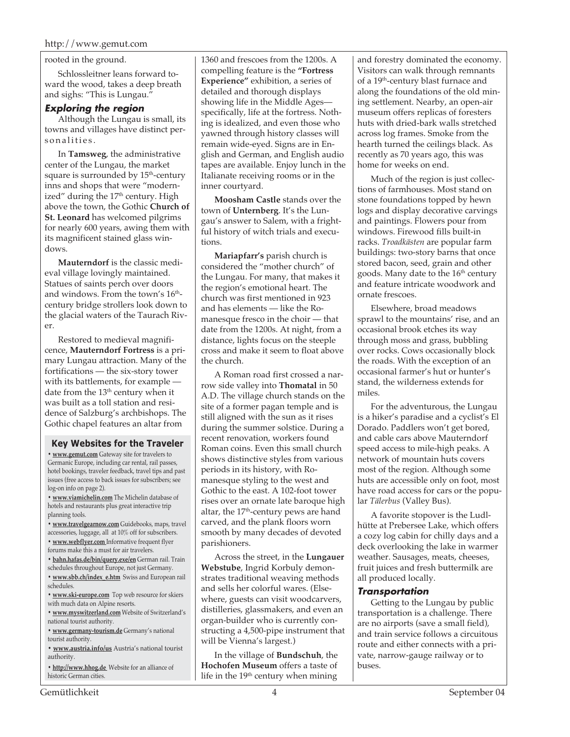rooted in the ground.

Schlossleitner leans forward toward the wood, takes a deep breath and sighs: "This is Lungau."

### *Exploring the region*

Although the Lungau is small, its towns and villages have distinct personalities.

In **Tamsweg**, the administrative center of the Lungau, the market square is surrounded by 15th-century inns and shops that were "modernized" during the 17th century. High above the town, the Gothic **Church of St. Leonard** has welcomed pilgrims for nearly 600 years, awing them with its magnificent stained glass windows.

**Mauterndorf** is the classic medieval village lovingly maintained. Statues of saints perch over doors and windows. From the town's 16th-century bridge strollers look down to the glacial waters of the Taurach River.

Restored to medieval magnificence, **Mauterndorf Fortress** is a primary Lungau attraction. Many of the fortifications — the six-story tower with its battlements, for example — date from the 13th century when it was built as a toll station and residence of Salzburg's archbishops. The Gothic chapel features an altar from 1360 and frescoes from the 1200s. A compelling feature is the **"Fortress Experience"** exhibition, a series of detailed and thorough displays showing life in the Middle Ages—specifically, life at the fortress. Nothing is idealized, and even those who yawned through history classes will remain wide-eyed. Signs are in English and German, and English audio tapes are available. Enjoy lunch in the Italianate receiving rooms or in the inner courtyard.

**Moosham Castle** stands over the town of **Unternberg**. It's the Lungau's answer to Salem, with a frightful history of witch trials and executions.

**Mariapfarr's** parish church is considered the "mother church" of the Lungau. For many, that makes it the region's emotional heart. The church was first mentioned in 923 and has elements — like the Romanesque fresco in the choir — that date from the 1200s. At night, from a distance, lights focus on the steeple cross and make it seem to float above the church.

A Roman road first crossed a narrow side valley into **Thomatal** in 50 A.D. The village church stands on the site of a former pagan temple and is still aligned with the sun as it rises during the summer solstice. During a recent renovation, workers found Roman coins. Even this small church shows distinctive styles from various periods in its history, with Romanesque styling to the west and Gothic to the east. A 102-foot tower rises over an ornate late baroque high altar, the 17th-century pews are hand carved, and the plank floors worn smooth by many decades of devoted parishioners.

Across the street, in the **Lungauer Webstube**, Ingrid Korbuly demonstrates traditional weaving methods and sells her colorful wares. (Elsewhere, guests can visit woodcarvers, distillers, glassmakers, and even an organ-builder who is currently constructing a 4,500-pipe instrument that will be Vienna's largest.)

In the village of **Bundschuh**, the **Hochofen Museum** offers a taste of life in the 19th century when mining and forestry dominated the economy. Visitors can walk through remnants of a 19th-century blast furnace and along the foundations of the old mining settlement. Nearby, an open-air museum offers replicas of foresters huts with dried-bark walls stretched across log frames. Smoke from the hearth turned the ceilings black. As recently as 70 years ago, this was home for weeks on end.

Much of the region is just collections of farmhouses. Most stand on stone foundations topped by hewn logs and display decorative carvings and paintings. Flowers pour from windows. Firewood fills built-in racks. *Troadkästen* are popular farm buildings: two-story barns that once stored bacon, seed, grain and other goods. Many date to the 16th century and feature intricate woodwork and ornate frescoes.

Elsewhere, broad meadows sprawl to the mountains' rise, and an occasional brook etches its way through moss and grass, bubbling over rocks. Cows occasionally block the roads. With the exception of an occasional farmer's hut or hunter's stand, the wilderness extends for miles.

For the adventurous, the Lungau is a hiker's paradise and a cyclist's El Dorado. Paddlers won't get bored, and cable cars above Mauterndorf speed access to mile-high peaks. A network of mountain huts covers most of the region. Although some huts are accessible only on foot, most have road access for cars or the popular *Tälerbus* (Valley Bus).

A favorite stopover is the Ludlhütte at Prebersee Lake, which offers a cozy log cabin for chilly days and a deck overlooking the lake in warmer weather. Sausages, meats, cheeses, fruit juices and fresh buttermilk are all produced locally.

### *Transportation*

Getting to the Lungau by public transportation is a challenge. There are no airports (save a small field), and train service follows a circuitous route and either connects with a private, narrow-gauge railway or to buses.

---

**Key Websites for the Traveler**

- **www.gemut.com** Gateway site for travelers to Germanic Europe, including car rental, rail passes, hotel bookings, traveler feedback, travel tips and past issues (free access to back issues for subscribers; see log-on info on page 2).
- **www.viamichelin.com** The Michelin database of hotels and restaurants plus great interactive trip planning tools.
- **www.travelgearnow.com** Guidebooks, maps, travel accessories, luggage, all at 10% off for subscribers.
- **www.webflyer.com** Informative frequent flyer forums make this a must for air travelers.
- **bahn.hafas.de/bin/query.exe/en** German rail. Train schedules throughout Europe, not just Germany.
- **www.sbb.ch/index_e.htm** Swiss and European rail schedules.
- **www.ski-europe.com** Top web resource for skiers with much data on Alpine resorts.
- **www.myswitzerland.com** Website of Switzerland's national tourist authority.
- **www.germany-tourism.de** Germany's national tourist authority.
- **www.austria.info/us** Austria's national tourist authority.
- **http://www.hhog.de** Website for an alliance of historic German cities.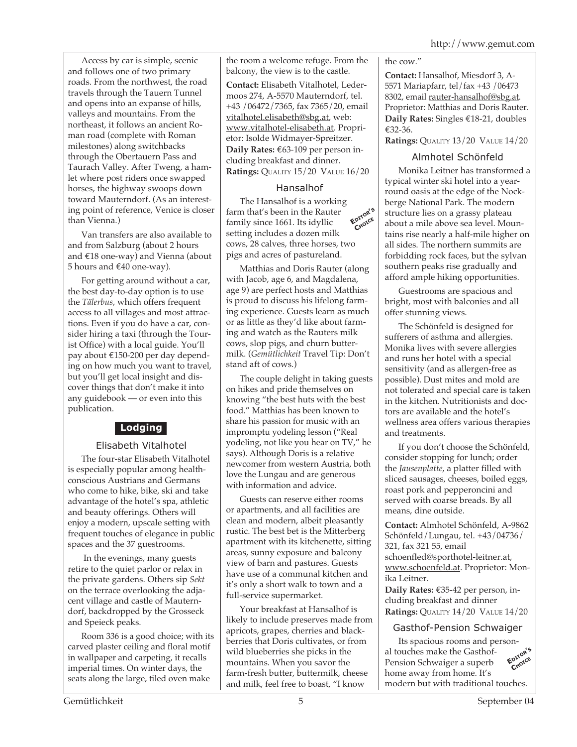Access by car is simple, scenic and follows one of two primary roads. From the northwest, the road travels through the Tauern Tunnel and opens into an expanse of hills, valleys and mountains. From the northeast, it follows an ancient Roman road (complete with Roman milestones) along switchbacks through the Obertauern Pass and Taurach Valley. After Tweng, a hamlet where post riders once swapped horses, the highway swoops down toward Mauterndorf. (As an interesting point of reference, Venice is closer than Vienna.)

Van transfers are also available to and from Salzburg (about 2 hours and €18 one-way) and Vienna (about 5 hours and €40 one-way).

For getting around without a car, the best day-to-day option is to use the *Tälerbus*, which offers frequent access to all villages and most attractions. Even if you do have a car, consider hiring a taxi (through the Tourist Office) with a local guide. You'll pay about €150-200 per day depending on how much you want to travel, but you'll get local insight and discover things that don't make it into any guidebook — or even into this publication.

## Lodging

### Elisabeth Vitalhotel

The four-star Elisabeth Vitalhotel is especially popular among health-conscious Austrians and Germans who come to hike, bike, ski and take advantage of the hotel's spa, athletic and beauty offerings. Others will enjoy a modern, upscale setting with frequent touches of elegance in public spaces and the 37 guestrooms.

In the evenings, many guests retire to the quiet parlor or relax in the private gardens. Others sip *Sekt* on the terrace overlooking the adjacent village and castle of Mauterndorf, backdropped by the Grosseck and Speieck peaks.

Room 336 is a good choice; with its carved plaster ceiling and floral motif in wallpaper and carpeting, it recalls imperial times. On winter days, the seats along the large, tiled oven make the room a welcome refuge. From the balcony, the view is to the castle.

**Contact:** Elisabeth Vitalhotel, Ledermoos 274, A-5570 Mauterndorf, tel. +43 /06472/7365, fax 7365/20, email vitalhotel.elisabeth@sbg.at, web: www.vitalhotel-elisabeth.at. Proprietor: Isolde Widmayer-Spreitzer.
**Daily Rates:** €63-109 per person including breakfast and dinner.
**Ratings:** QUALITY 15/20 VALUE 16/20

### Hansalhof

EDITOR'S CHOICE

The Hansalhof is a working farm that's been in the Rauter family since 1661. Its idyllic setting includes a dozen milk cows, 28 calves, three horses, two pigs and acres of pastureland.

Matthias and Doris Rauter (along with Jacob, age 6, and Magdalena, age 9) are perfect hosts and Matthias is proud to discuss his lifelong farming experience. Guests learn as much or as little as they'd like about farming and watch as the Rauters milk cows, slop pigs, and churn buttermilk. (*Gemütlichkeit* Travel Tip: Don't stand aft of cows.)

The couple delight in taking guests on hikes and pride themselves on knowing "the best huts with the best food." Matthias has been known to share his passion for music with an impromptu yodeling lesson ("Real yodeling, not like you hear on TV," he says). Although Doris is a relative newcomer from western Austria, both love the Lungau and are generous with information and advice.

Guests can reserve either rooms or apartments, and all facilities are clean and modern, albeit pleasantly rustic. The best bet is the Mitterberg apartment with its kitchenette, sitting areas, sunny exposure and balcony view of barn and pastures. Guests have use of a communal kitchen and it's only a short walk to town and a full-service supermarket.

Your breakfast at Hansalhof is likely to include preserves made from apricots, grapes, cherries and blackberries that Doris cultivates, or from wild blueberries she picks in the mountains. When you savor the farm-fresh butter, buttermilk, cheese and milk, feel free to boast, "I know the cow."

**Contact:** Hansalhof, Miesdorf 3, A-5571 Mariapfarr, tel/fax +43 /06473 8302, email rauter-hansalhof@sbg.at. Proprietor: Matthias and Doris Rauter.
**Daily Rates:** Singles €18-21, doubles €32-36.
**Ratings:** QUALITY 13/20 VALUE 14/20

### Almhotel Schönfeld

Monika Leitner has transformed a typical winter ski hotel into a year-round oasis at the edge of the Nockberge National Park. The modern structure lies on a grassy plateau about a mile above sea level. Mountains rise nearly a half-mile higher on all sides. The northern summits are forbidding rock faces, but the sylvan southern peaks rise gradually and afford ample hiking opportunities.

Guestrooms are spacious and bright, most with balconies and all offer stunning views.

The Schönfeld is designed for sufferers of asthma and allergies. Monika lives with severe allergies and runs her hotel with a special sensitivity (and as allergen-free as possible). Dust mites and mold are not tolerated and special care is taken in the kitchen. Nutritionists and doctors are available and the hotel's wellness area offers various therapies and treatments.

If you don't choose the Schönfeld, consider stopping for lunch; order the *Jausenplatte*, a platter filled with sliced sausages, cheeses, boiled eggs, roast pork and pepperoncini and served with coarse breads. By all means, dine outside.

**Contact:** Almhotel Schönfeld, A-9862 Schönfeld/Lungau, tel. +43/04736/321, fax 321 55, email schoenfled@sporthotel-leitner.at, www.schoenfeld.at. Proprietor: Monika Leitner.
**Daily Rates:** €35-42 per person, including breakfast and dinner
**Ratings:** QUALITY 14/20 VALUE 14/20

### Gasthof-Pension Schwaiger

EDITOR'S CHOICE

Its spacious rooms and personal touches make the Gasthof-Pension Schwaiger a superb home away from home. It's modern but with traditional touches.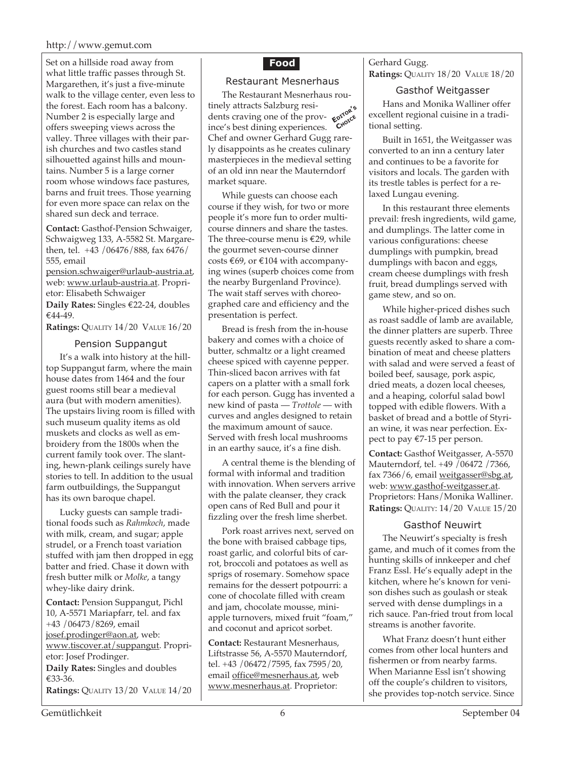Set on a hillside road away from what little traffic passes through St. Margarethen, it's just a five-minute walk to the village center, even less to the forest. Each room has a balcony. Number 2 is especially large and offers sweeping views across the valley. Three villages with their parish churches and two castles stand silhouetted against hills and mountains. Number 5 is a large corner room whose windows face pastures, barns and fruit trees. Those yearning for even more space can relax on the shared sun deck and terrace.

**Contact:** Gasthof-Pension Schwaiger, Schwaigweg 133, A-5582 St. Margarethen, tel. +43 /06476/888, fax 6476/555, email pension.schwaiger@urlaub-austria.at, web: www.urlaub-austria.at. Proprietor: Elisabeth Schwaiger

**Daily Rates:** Singles €22-24, doubles €44-49.

**Ratings:** QUALITY 14/20 VALUE 16/20

### Pension Suppangut

It's a walk into history at the hilltop Suppangut farm, where the main house dates from 1464 and the four guest rooms still bear a medieval aura (but with modern amenities). The upstairs living room is filled with such museum quality items as old muskets and clocks as well as embroidery from the 1800s when the current family took over. The slanting, hewn-plank ceilings surely have stories to tell. In addition to the usual farm outbuildings, the Suppangut has its own baroque chapel.

Lucky guests can sample traditional foods such as *Rahmkoch*, made with milk, cream, and sugar; apple strudel, or a French toast variation stuffed with jam then dropped in egg batter and fried. Chase it down with fresh butter milk or *Molke*, a tangy whey-like dairy drink.

**Contact:** Pension Suppangut, Pichl 10, A-5571 Mariapfarr, tel. and fax +43 /06473/8269, email josef.prodinger@aon.at, web: www.tiscover.at/suppangut. Proprietor: Josef Prodinger.

**Daily Rates:** Singles and doubles €33-36.

**Ratings:** QUALITY 13/20 VALUE 14/20

## Food

### Restaurant Mesnerhaus

*Editor's Choice*

The Restaurant Mesnerhaus routinely attracts Salzburg residents craving one of the province's best dining experiences. Chef and owner Gerhard Gugg rarely disappoints as he creates culinary masterpieces in the medieval setting of an old inn near the Mauterndorf market square.

While guests can choose each course if they wish, for two or more people it's more fun to order multi-course dinners and share the tastes. The three-course menu is €29, while the gourmet seven-course dinner costs €69, or €104 with accompanying wines (superb choices come from the nearby Burgenland Province). The wait staff serves with choreographed care and efficiency and the presentation is perfect.

Bread is fresh from the in-house bakery and comes with a choice of butter, schmaltz or a light creamed cheese spiced with cayenne pepper. Thin-sliced bacon arrives with fat capers on a platter with a small fork for each person. Gugg has invented a new kind of pasta — *Trottole* — with curves and angles designed to retain the maximum amount of sauce. Served with fresh local mushrooms in an earthy sauce, it's a fine dish.

A central theme is the blending of formal with informal and tradition with innovation. When servers arrive with the palate cleanser, they crack open cans of Red Bull and pour it fizzling over the fresh lime sherbet.

Pork roast arrives next, served on the bone with braised cabbage tips, roast garlic, and colorful bits of carrot, broccoli and potatoes as well as sprigs of rosemary. Somehow space remains for the dessert potpourri: a cone of chocolate filled with cream and jam, chocolate mousse, mini-apple turnovers, mixed fruit "foam," and coconut and apricot sorbet.

**Contact:** Restaurant Mesnerhaus, Liftstrasse 56, A-5570 Mauterndorf, tel. +43 /06472/7595, fax 7595/20, email office@mesnerhaus.at, web www.mesnerhaus.at. Proprietor: Gerhard Gugg.

**Ratings:** QUALITY 18/20 VALUE 18/20

### Gasthof Weitgasser

Hans and Monika Walliner offer excellent regional cuisine in a traditional setting.

Built in 1651, the Weitgasser was converted to an inn a century later and continues to be a favorite for visitors and locals. The garden with its trestle tables is perfect for a relaxed Lungau evening.

In this restaurant three elements prevail: fresh ingredients, wild game, and dumplings. The latter come in various configurations: cheese dumplings with pumpkin, bread dumplings with bacon and eggs, cream cheese dumplings with fresh fruit, bread dumplings served with game stew, and so on.

While higher-priced dishes such as roast saddle of lamb are available, the dinner platters are superb. Three guests recently asked to share a combination of meat and cheese platters with salad and were served a feast of boiled beef, sausage, pork aspic, dried meats, a dozen local cheeses, and a heaping, colorful salad bowl topped with edible flowers. With a basket of bread and a bottle of Styrian wine, it was near perfection. Expect to pay €7-15 per person.

**Contact:** Gasthof Weitgasser, A-5570 Mauterndorf, tel. +49 /06472 /7366, fax 7366/6, email weitgasser@sbg.at, web: www.gasthof-weitgasser.at. Proprietors: Hans/Monika Walliner.

**Ratings:** QUALITY: 14/20 VALUE 15/20

### Gasthof Neuwirt

The Neuwirt's specialty is fresh game, and much of it comes from the hunting skills of innkeeper and chef Franz Essl. He's equally adept in the kitchen, where he's known for venison dishes such as goulash or steak served with dense dumplings in a rich sauce. Pan-fried trout from local streams is another favorite.

What Franz doesn't hunt either comes from other local hunters and fishermen or from nearby farms. When Marianne Essl isn't showing off the couple's children to visitors, she provides top-notch service. Since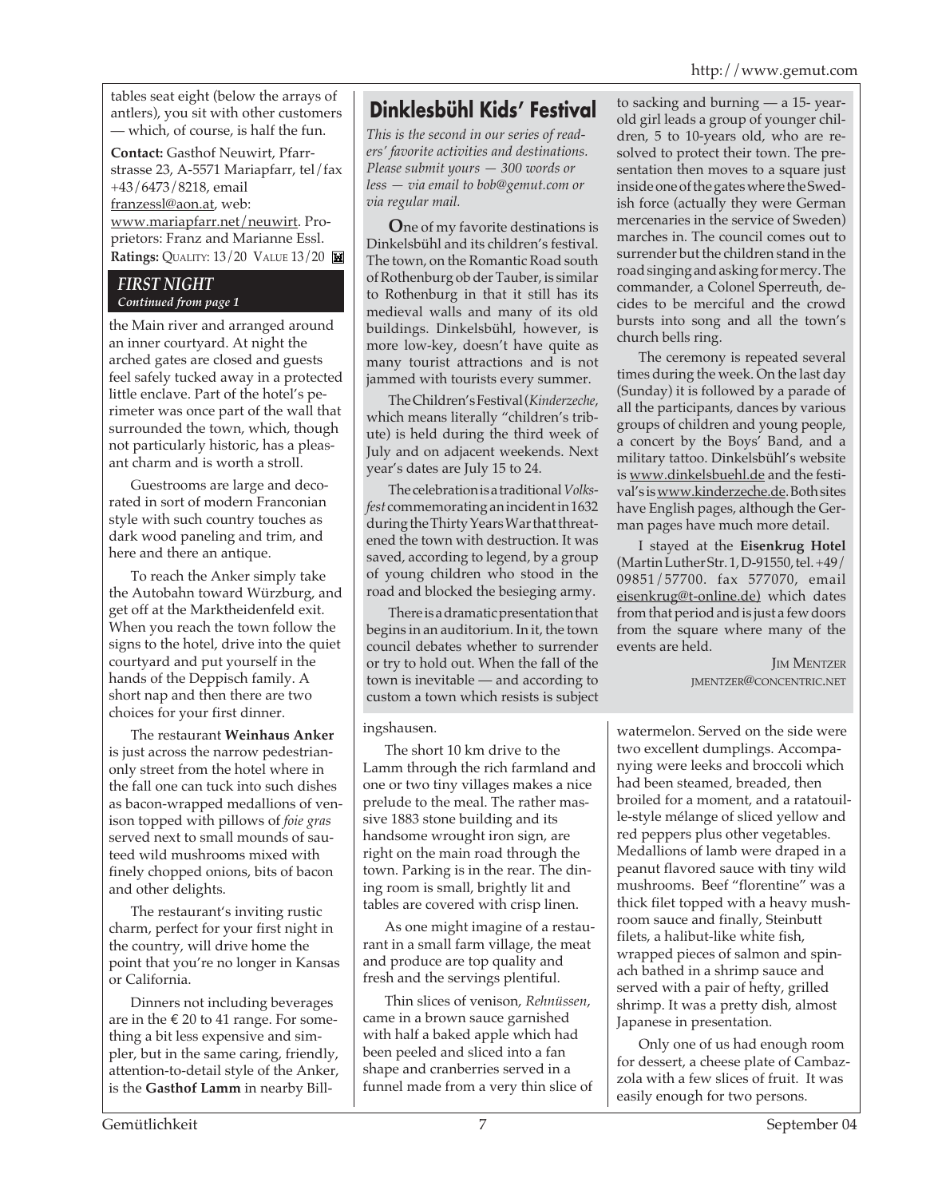tables seat eight (below the arrays of antlers), you sit with other customers — which, of course, is half the fun.

**Contact:** Gasthof Neuwirt, Pfarrstrasse 23, A-5571 Mariapfarr, tel/fax +43/6473/8218, email franzessl@aon.at, web: www.mariapfarr.net/neuwirt. Proprietors: Franz and Marianne Essl.
**Ratings:** QUALITY: 13/20 VALUE 13/20

### *FIRST NIGHT*
*Continued from page 1*

the Main river and arranged around an inner courtyard. At night the arched gates are closed and guests feel safely tucked away in a protected little enclave. Part of the hotel's perimeter was once part of the wall that surrounded the town, which, though not particularly historic, has a pleasant charm and is worth a stroll.

Guestrooms are large and decorated in sort of modern Franconian style with such country touches as dark wood paneling and trim, and here and there an antique.

To reach the Anker simply take the Autobahn toward Würzburg, and get off at the Marktheidenfeld exit. When you reach the town follow the signs to the hotel, drive into the quiet courtyard and put yourself in the hands of the Deppisch family. A short nap and then there are two choices for your first dinner.

The restaurant **Weinhaus Anker** is just across the narrow pedestrian-only street from the hotel where in the fall one can tuck into such dishes as bacon-wrapped medallions of venison topped with pillows of *foie gras* served next to small mounds of sauteed wild mushrooms mixed with finely chopped onions, bits of bacon and other delights.

The restaurant's inviting rustic charm, perfect for your first night in the country, will drive home the point that you're no longer in Kansas or California.

Dinners not including beverages are in the € 20 to 41 range. For something a bit less expensive and simpler, but in the same caring, friendly, attention-to-detail style of the Anker, is the **Gasthof Lamm** in nearby Billingshausen.

The short 10 km drive to the Lamm through the rich farmland and one or two tiny villages makes a nice prelude to the meal. The rather massive 1883 stone building and its handsome wrought iron sign, are right on the main road through the town. Parking is in the rear. The dining room is small, brightly lit and tables are covered with crisp linen.

As one might imagine of a restaurant in a small farm village, the meat and produce are top quality and fresh and the servings plentiful.

Thin slices of venison, *Rehnüssen*, came in a brown sauce garnished with half a baked apple which had been peeled and sliced into a fan shape and cranberries served in a funnel made from a very thin slice of watermelon. Served on the side were two excellent dumplings. Accompanying were leeks and broccoli which had been steamed, breaded, then broiled for a moment, and a ratatouille-style mélange of sliced yellow and red peppers plus other vegetables. Medallions of lamb were draped in a peanut flavored sauce with tiny wild mushrooms. Beef "florentine" was a thick filet topped with a heavy mushroom sauce and finally, Steinbutt filets, a halibut-like white fish, wrapped pieces of salmon and spinach bathed in a shrimp sauce and served with a pair of hefty, grilled shrimp. It was a pretty dish, almost Japanese in presentation.

Only one of us had enough room for dessert, a cheese plate of Cambazzola with a few slices of fruit. It was easily enough for two persons.

## Dinklesbühl Kids' Festival

*This is the second in our series of readers' favorite activities and destinations. Please submit yours — 300 words or less — via email to bob@gemut.com or via regular mail.*

**O**ne of my favorite destinations is Dinkelsbühl and its children's festival. The town, on the Romantic Road south of Rothenburg ob der Tauber, is similar to Rothenburg in that it still has its medieval walls and many of its old buildings. Dinkelsbühl, however, is more low-key, doesn't have quite as many tourist attractions and is not jammed with tourists every summer.

The Children's Festival (*Kinderzeche*, which means literally "children's tribute) is held during the third week of July and on adjacent weekends. Next year's dates are July 15 to 24.

The celebration is a traditional *Volksfest* commemorating an incident in 1632 during the Thirty Years War that threatened the town with destruction. It was saved, according to legend, by a group of young children who stood in the road and blocked the besieging army.

There is a dramatic presentation that begins in an auditorium. In it, the town council debates whether to surrender or try to hold out. When the fall of the town is inevitable — and according to custom a town which resists is subject to sacking and burning — a 15- year-old girl leads a group of younger children, 5 to 10-years old, who are resolved to protect their town. The presentation then moves to a square just inside one of the gates where the Swedish force (actually they were German mercenaries in the service of Sweden) marches in. The council comes out to surrender but the children stand in the road singing and asking for mercy. The commander, a Colonel Sperreuth, decides to be merciful and the crowd bursts into song and all the town's church bells ring.

The ceremony is repeated several times during the week. On the last day (Sunday) it is followed by a parade of all the participants, dances by various groups of children and young people, a concert by the Boys' Band, and a military tattoo. Dinkelsbühl's website is www.dinkelsbuehl.de and the festival's is www.kinderzeche.de. Both sites have English pages, although the German pages have much more detail.

I stayed at the **Eisenkrug Hotel** (Martin Luther Str. 1, D-91550, tel. +49/09851/57700. fax 577070, email eisenkrug@t-online.de) which dates from that period and is just a few doors from the square where many of the events are held.

JIM MENTZER
JMENTZER@CONCENTRIC.NET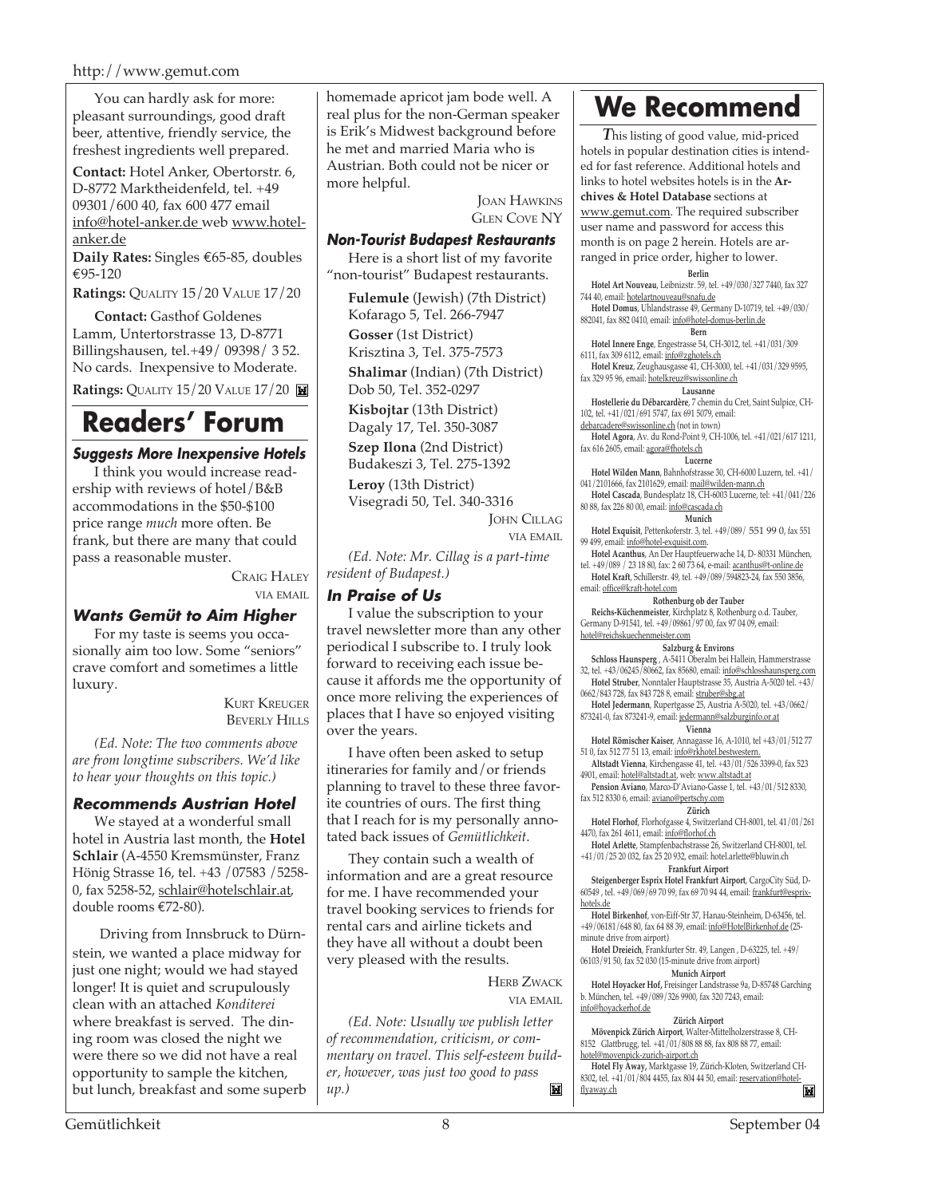You can hardly ask for more: pleasant surroundings, good draft beer, attentive, friendly service, the freshest ingredients well prepared.

**Contact:** Hotel Anker, Obertorstr. 6, D-8772 Marktheidenfeld, tel. +49 09301/600 40, fax 600 477 email info@hotel-anker.de web www.hotel-anker.de

**Daily Rates:** Singles €65-85, doubles €95-120

**Ratings:** QUALITY 15/20 VALUE 17/20

**Contact:** Gasthof Goldenes Lamm, Untertorstrasse 13, D-8771 Billingshausen, tel.+49/ 09398/ 3 52. No cards. Inexpensive to Moderate.

**Ratings:** QUALITY 15/20 VALUE 17/20

# Readers' Forum

### *Suggests More Inexpensive Hotels*

I think you would increase readership with reviews of hotel/B&B accommodations in the $50-$100 price range *much* more often. Be frank, but there are many that could pass a reasonable muster.

CRAIG HALEY
VIA EMAIL

### *Wants Gemüt to Aim Higher*

For my taste is seems you occasionally aim too low. Some "seniors" crave comfort and sometimes a little luxury.

KURT KREUGER
BEVERLY HILLS

*(Ed. Note: The two comments above are from longtime subscribers. We'd like to hear your thoughts on this topic.)*

### *Recommends Austrian Hotel*

We stayed at a wonderful small hotel in Austria last month, the **Hotel Schlair** (A-4550 Kremsmünster, Franz Hönig Strasse 16, tel. +43 /07583 /5258-0, fax 5258-52, schlair@hotelschlair.at, double rooms €72-80).

Driving from Innsbruck to Dürnstein, we wanted a place midway for just one night; would we had stayed longer! It is quiet and scrupulously clean with an attached *Konditerei* where breakfast is served. The dining room was closed the night we were there so we did not have a real opportunity to sample the kitchen, but lunch, breakfast and some superb homemade apricot jam bode well. A real plus for the non-German speaker is Erik's Midwest background before he met and married Maria who is Austrian. Both could not be nicer or more helpful.

JOAN HAWKINS
GLEN COVE NY

### *Non-Tourist Budapest Restaurants*

Here is a short list of my favorite "non-tourist" Budapest restaurants.

**Fulemule** (Jewish) (7th District)
Kofarago 5, Tel. 266-7947

**Gosser** (1st District)
Krisztina 3, Tel. 375-7573

**Shalimar** (Indian) (7th District)
Dob 50, Tel. 352-0297

**Kisbojtar** (13th District)
Dagaly 17, Tel. 350-3087

**Szep Ilona** (2nd District)
Budakeszi 3, Tel. 275-1392

**Leroy** (13th District)
Visegradi 50, Tel. 340-3316

JOHN CILLAG
VIA EMAIL

*(Ed. Note: Mr. Cillag is a part-time resident of Budapest.)*

### *In Praise of Us*

I value the subscription to your travel newsletter more than any other periodical I subscribe to. I truly look forward to receiving each issue because it affords me the opportunity of once more reliving the experiences of places that I have so enjoyed visiting over the years.

I have often been asked to setup itineraries for family and/or friends planning to travel to these three favorite countries of ours. The first thing that I reach for is my personally annotated back issues of *Gemütlichkeit.*

They contain such a wealth of information and are a great resource for me. I have recommended your travel booking services to friends for rental cars and airline tickets and they have all without a doubt been very pleased with the results.

HERB ZWACK
VIA EMAIL

*(Ed. Note: Usually we publish letter of recommendation, criticism, or commentary on travel. This self-esteem builder, however, was just too good to pass up.)*

# We Recommend

*This listing of good value, mid-priced hotels in popular destination cities is intended for fast reference. Additional hotels and links to hotel websites hotels is in the **Archives & Hotel Database** sections at www.gemut.com. The required subscriber user name and password for access this month is on page 2 herein. Hotels are arranged in price order, higher to lower.*

**Berlin**

**Hotel Art Nouveau**, Leibnizstr. 59, tel. +49/030/327 7440, fax 327 744 40, email: hotelartnouveau@snafu.de

**Hotel Domus**, Uhlandstrasse 49, Germany D-10719, tel. +49/030/882041, fax 882 0410, email: info@hotel-domus-berlin.de

**Bern**

**Hotel Innere Enge**, Engestrasse 54, CH-3012, tel. +41/031/309 6111, fax 309 6112, email: info@zghotels.ch

**Hotel Kreuz**, Zeughausgasse 41, CH-3000, tel. +41/031/329 9595, fax 329 95 96, email: hotelkreuz@swissonline.ch

**Lausanne**

**Hostellerie du Débarcardère**, 7 chemin du Cret, Saint Sulpice, CH-102, tel. +41/021/691 5747, fax 691 5079, email: debarcadere@swissonline.ch (not in town)

**Hotel Agora**, Av. du Rond-Point 9, CH-1006, tel. +41/021/617 1211, fax 616 2605, email: agora@fhotels.ch

**Lucerne**

**Hotel Wilden Mann**, Bahnhofstrasse 30, CH-6000 Luzern, tel. +41/041/2101666, fax 2101629, email: mail@wilden-mann.ch

**Hotel Cascada**, Bundesplatz 18, CH-6003 Lucerne, tel: +41/041/226 80 88, fax 226 80 00, email: info@cascada.ch

**Munich**

**Hotel Exquisit**, Pettenkoferstr. 3, tel. +49/089/ 551 99 0, fax 551 99 499, email: info@hotel-exquisit.com.

**Hotel Acanthus**, An Der Hauptfeuerwache 14, D- 80331 München, tel. +49/089 / 23 18 80, fax: 2 60 73 64, e-mail: acanthus@t-online.de

**Hotel Kraft**, Schillerstr. 49, tel. +49/089/594823-24, fax 550 3856, email: office@kraft-hotel.com

**Rothenburg ob der Tauber**

**Reichs-Küchenmeister**, Kirchplatz 8, Rothenburg o.d. Tauber, Germany D-91541, tel. +49/09861/97 00, fax 97 04 09, email: hotel@reichskuechenmeister.com

**Salzburg & Environs**

**Schloss Haunsperg** , A-5411 Oberalm bei Hallein, Hammerstrasse 32, tel. +43/06245/80662, fax 85680, email: info@schlosshaunsperg.com

**Hotel Struber**, Nonntaler Hauptstrasse 35, Austria A-5020 tel. +43/0662/843 728, fax 843 728 8, email: struber@sbg.at

**Hotel Jedermann**, Rupertgasse 25, Austria A-5020, tel. +43/0662/873241-0, fax 873241-9, email: jedermann@salzburginfo.or.at

**Vienna**

**Hotel Römischer Kaiser**, Annagasse 16, A-1010, tel +43/01/512 77 51 0, fax 512 77 51 13, email: info@rkhotel.bestwestern.

**Altstadt Vienna**, Kirchengasse 41, tel. +43/01/526 3399-0, fax 523 4901, email: hotel@altstadt.at, web: www.altstadt.at

**Pension Aviano**, Marco-D'Aviano-Gasse 1, tel. +43/01/512 8330, fax 512 8330 6, email: aviano@pertschy.com

**Zürich**

**Hotel Florhof**, Florhofgasse 4, Switzerland CH-8001, tel. 41/01/261 4470, fax 261 4611, email: info@florhof.ch

**Hotel Arlette**, Stampfenbachstrasse 26, Switzerland CH-8001, tel. +41/01/25 20 032, fax 25 20 932, email: hotel.arlette@bluwin.ch

**Frankfurt Airport**

**Steigenberger Esprix Hotel Frankfurt Airport**, CargoCity Süd, D-60549 , tel. +49/069/69 70 99, fax 69 70 94 44, email: frankfurt@esprix-hotels.de

**Hotel Birkenhof**, von-Eiff-Str 37, Hanau-Steinheim, D-63456, tel. +49/06181/648 80, fax 64 88 39, email: info@HotelBirkenhof.de (25-minute drive from airport)

**Hotel Dreieich**, Frankfurter Str. 49, Langen , D-63225, tel. +49/06103/91 50, fax 52 030 (15-minute drive from airport)

**Munich Airport**

**Hotel Hoyacker Hof,** Freisinger Landstrasse 9a, D-85748 Garching b. München, tel. +49/089/326 9900, fax 320 7243, email: info@hoyackerhof.de

**Zürich Airport**

**Mövenpick Zürich Airport**, Walter-Mittelholzerstrasse 8, CH-8152 Glattbrugg, tel. +41/01/808 88 88, fax 808 88 77, email: hotel@movenpick-zurich-airport.ch

**Hotel Fly Away,** Marktgasse 19, Zürich-Kloten, Switzerland CH-8302, tel. +41/01/804 4455, fax 804 44 50, email: reservation@hotel-flyaway.ch